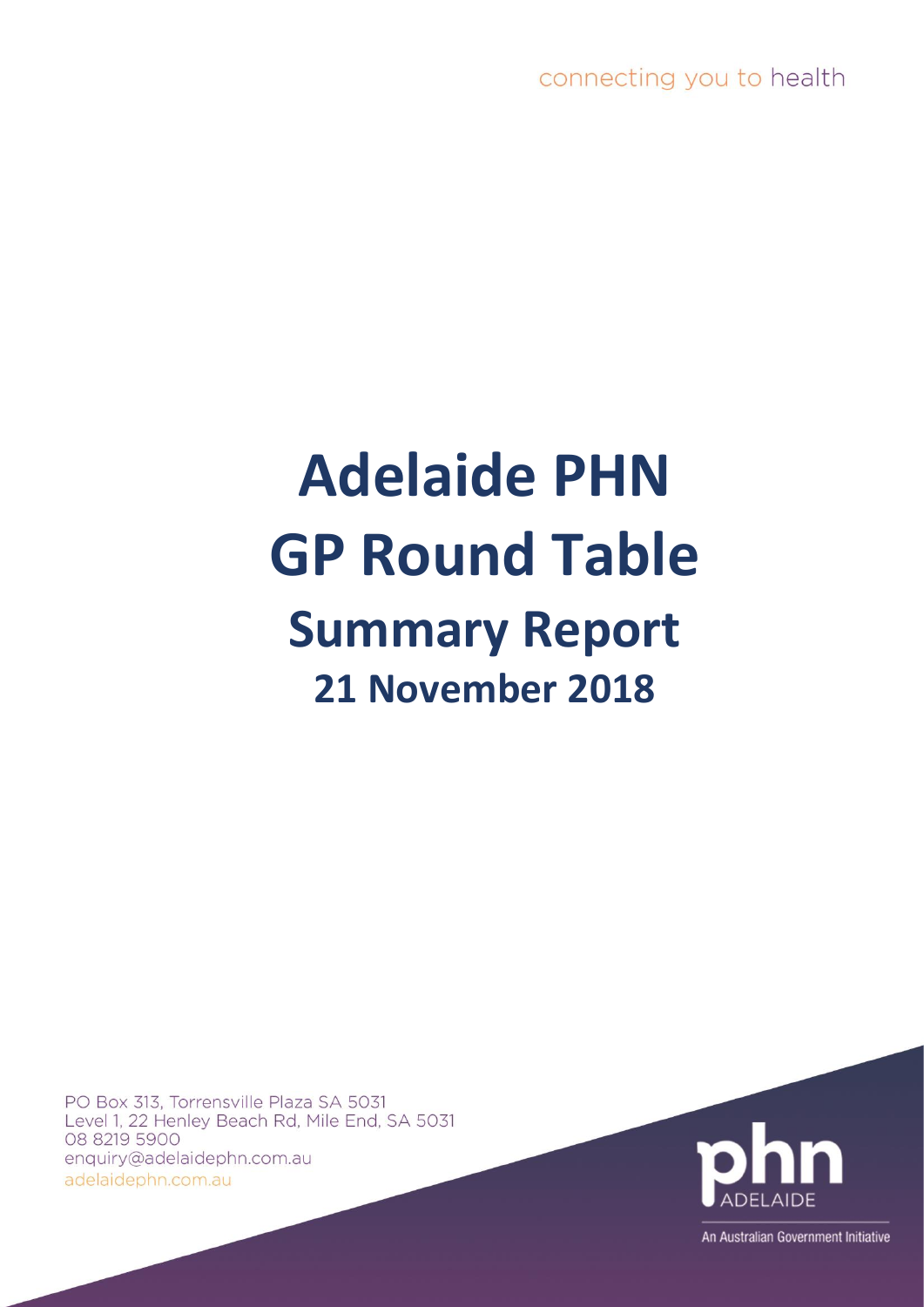connecting you to health

# Adelaide PHN GP Round Table

## Summary Report

### 21 November 2018

PO Box 313, Torrensville Plaza SA 5031
Level 1, 22 Henley Beach Rd, Mile End, SA 5031
08 8219 5900
enquiry@adelaidephn.com.au
adelaidephn.com.au

phn ADELAIDE

An Australian Government Initiative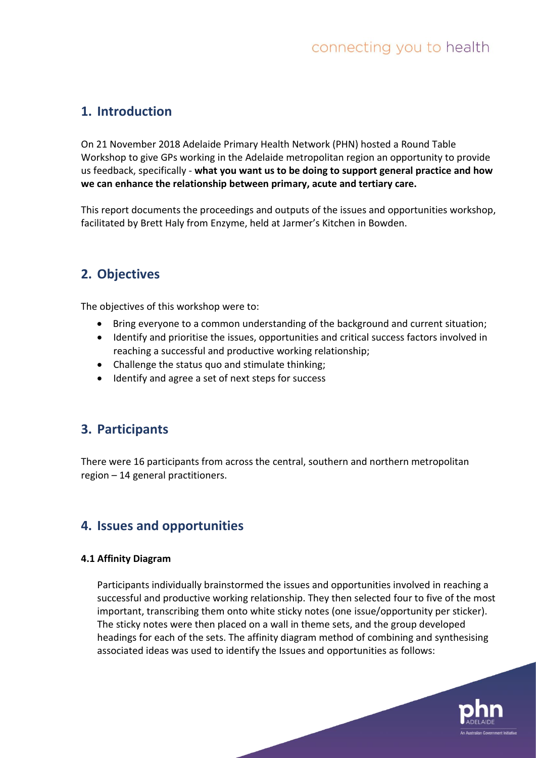## 1. Introduction

On 21 November 2018 Adelaide Primary Health Network (PHN) hosted a Round Table Workshop to give GPs working in the Adelaide metropolitan region an opportunity to provide us feedback, specifically - **what you want us to be doing to support general practice and how we can enhance the relationship between primary, acute and tertiary care.**

This report documents the proceedings and outputs of the issues and opportunities workshop, facilitated by Brett Haly from Enzyme, held at Jarmer's Kitchen in Bowden.

## 2. Objectives

The objectives of this workshop were to:

- Bring everyone to a common understanding of the background and current situation;
- Identify and prioritise the issues, opportunities and critical success factors involved in reaching a successful and productive working relationship;
- Challenge the status quo and stimulate thinking;
- Identify and agree a set of next steps for success

## 3. Participants

There were 16 participants from across the central, southern and northern metropolitan region – 14 general practitioners.

## 4. Issues and opportunities

#### 4.1 Affinity Diagram

Participants individually brainstormed the issues and opportunities involved in reaching a successful and productive working relationship. They then selected four to five of the most important, transcribing them onto white sticky notes (one issue/opportunity per sticker). The sticky notes were then placed on a wall in theme sets, and the group developed headings for each of the sets. The affinity diagram method of combining and synthesising associated ideas was used to identify the Issues and opportunities as follows: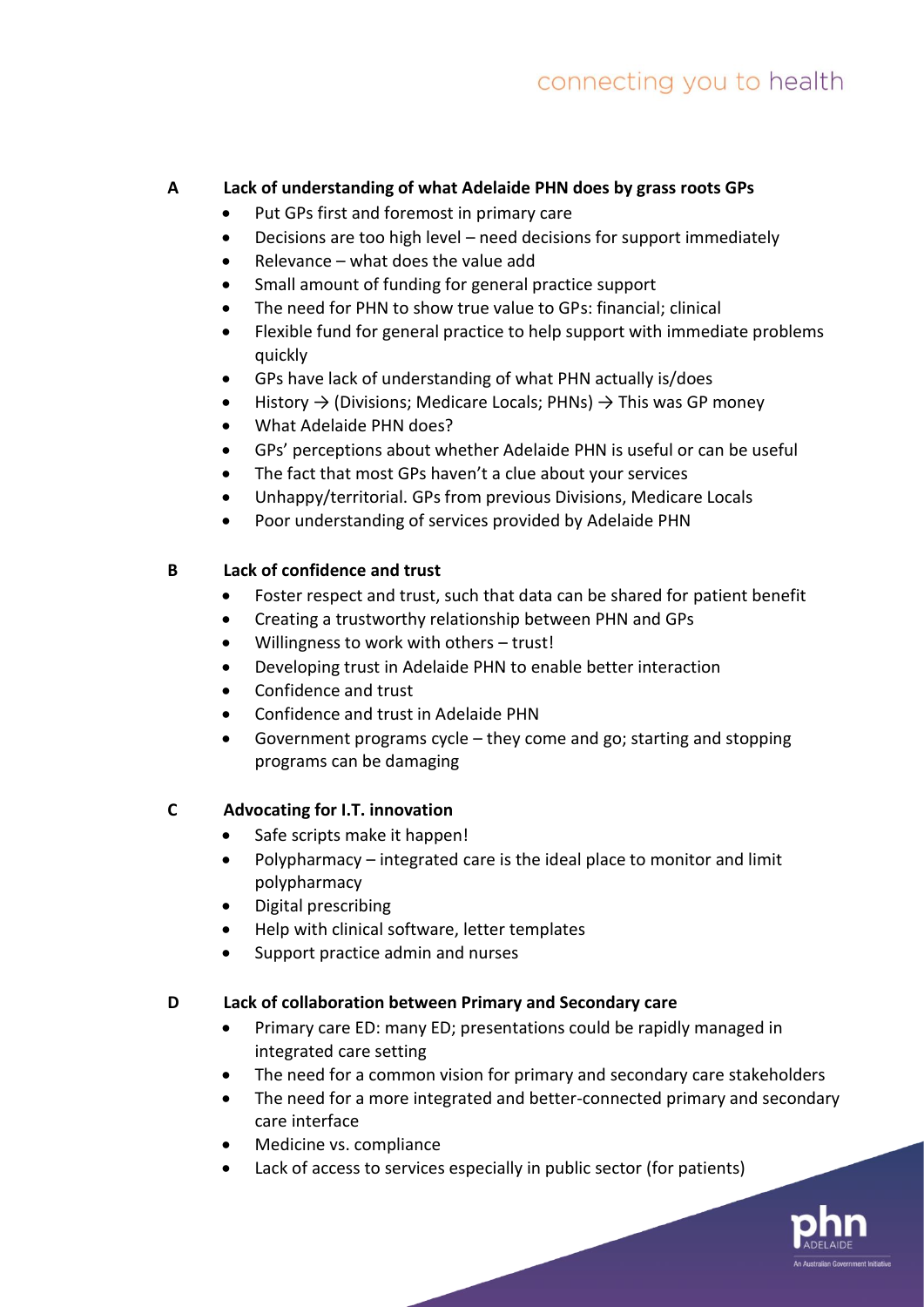**A Lack of understanding of what Adelaide PHN does by grass roots GPs**

- Put GPs first and foremost in primary care
- Decisions are too high level – need decisions for support immediately
- Relevance – what does the value add
- Small amount of funding for general practice support
- The need for PHN to show true value to GPs: financial; clinical
- Flexible fund for general practice to help support with immediate problems quickly
- GPs have lack of understanding of what PHN actually is/does
- History → (Divisions; Medicare Locals; PHNs) → This was GP money
- What Adelaide PHN does?
- GPs' perceptions about whether Adelaide PHN is useful or can be useful
- The fact that most GPs haven't a clue about your services
- Unhappy/territorial. GPs from previous Divisions, Medicare Locals
- Poor understanding of services provided by Adelaide PHN

**B Lack of confidence and trust**

- Foster respect and trust, such that data can be shared for patient benefit
- Creating a trustworthy relationship between PHN and GPs
- Willingness to work with others – trust!
- Developing trust in Adelaide PHN to enable better interaction
- Confidence and trust
- Confidence and trust in Adelaide PHN
- Government programs cycle – they come and go; starting and stopping programs can be damaging

**C Advocating for I.T. innovation**

- Safe scripts make it happen!
- Polypharmacy – integrated care is the ideal place to monitor and limit polypharmacy
- Digital prescribing
- Help with clinical software, letter templates
- Support practice admin and nurses

**D Lack of collaboration between Primary and Secondary care**

- Primary care ED: many ED; presentations could be rapidly managed in integrated care setting
- The need for a common vision for primary and secondary care stakeholders
- The need for a more integrated and better-connected primary and secondary care interface
- Medicine vs. compliance
- Lack of access to services especially in public sector (for patients)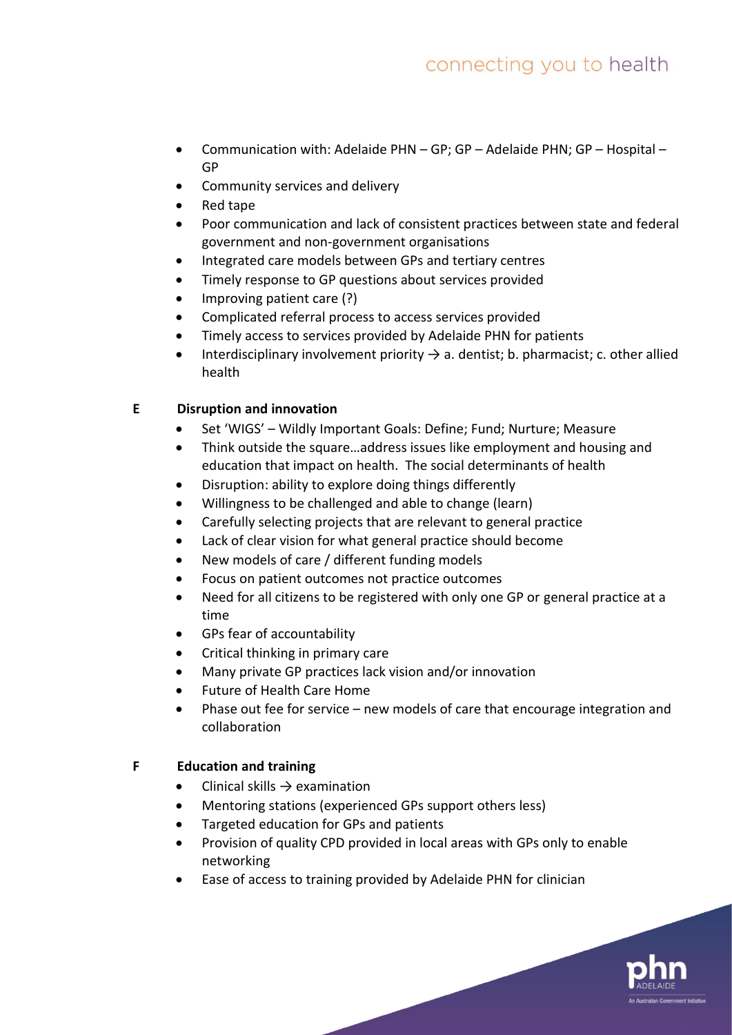- Communication with: Adelaide PHN – GP; GP – Adelaide PHN; GP – Hospital – GP
- Community services and delivery
- Red tape
- Poor communication and lack of consistent practices between state and federal government and non-government organisations
- Integrated care models between GPs and tertiary centres
- Timely response to GP questions about services provided
- Improving patient care (?)
- Complicated referral process to access services provided
- Timely access to services provided by Adelaide PHN for patients
- Interdisciplinary involvement priority → a. dentist; b. pharmacist; c. other allied health

## E Disruption and innovation

- Set 'WIGS' – Wildly Important Goals: Define; Fund; Nurture; Measure
- Think outside the square…address issues like employment and housing and education that impact on health. The social determinants of health
- Disruption: ability to explore doing things differently
- Willingness to be challenged and able to change (learn)
- Carefully selecting projects that are relevant to general practice
- Lack of clear vision for what general practice should become
- New models of care / different funding models
- Focus on patient outcomes not practice outcomes
- Need for all citizens to be registered with only one GP or general practice at a time
- GPs fear of accountability
- Critical thinking in primary care
- Many private GP practices lack vision and/or innovation
- Future of Health Care Home
- Phase out fee for service – new models of care that encourage integration and collaboration

## F Education and training

- Clinical skills → examination
- Mentoring stations (experienced GPs support others less)
- Targeted education for GPs and patients
- Provision of quality CPD provided in local areas with GPs only to enable networking
- Ease of access to training provided by Adelaide PHN for clinician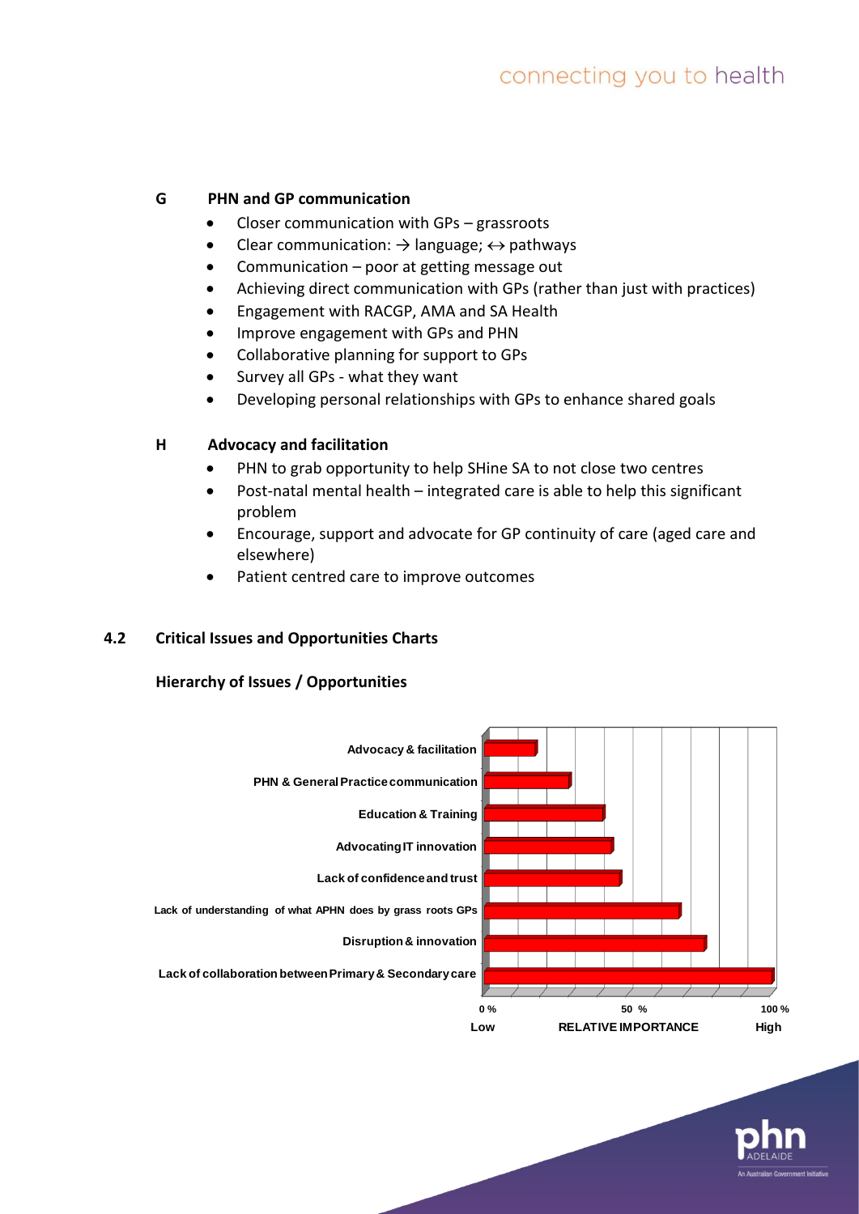### G PHN and GP communication

- Closer communication with GPs – grassroots
- Clear communication: → language; ↔ pathways
- Communication – poor at getting message out
- Achieving direct communication with GPs (rather than just with practices)
- Engagement with RACGP, AMA and SA Health
- Improve engagement with GPs and PHN
- Collaborative planning for support to GPs
- Survey all GPs - what they want
- Developing personal relationships with GPs to enhance shared goals

### H Advocacy and facilitation

- PHN to grab opportunity to help SHine SA to not close two centres
- Post-natal mental health – integrated care is able to help this significant problem
- Encourage, support and advocate for GP continuity of care (aged care and elsewhere)
- Patient centred care to improve outcomes

## 4.2 Critical Issues and Opportunities Charts

### Hierarchy of Issues / Opportunities

Advocacy & facilitation
PHN & General Practice communication
Education & Training
Advocating IT innovation
Lack of confidence and trust
Lack of understanding of what APHN does by grass roots GPs
Disruption & innovation
Lack of collaboration between Primary & Secondary care

0 %
50 %
100 %
Low
RELATIVE IMPORTANCE
High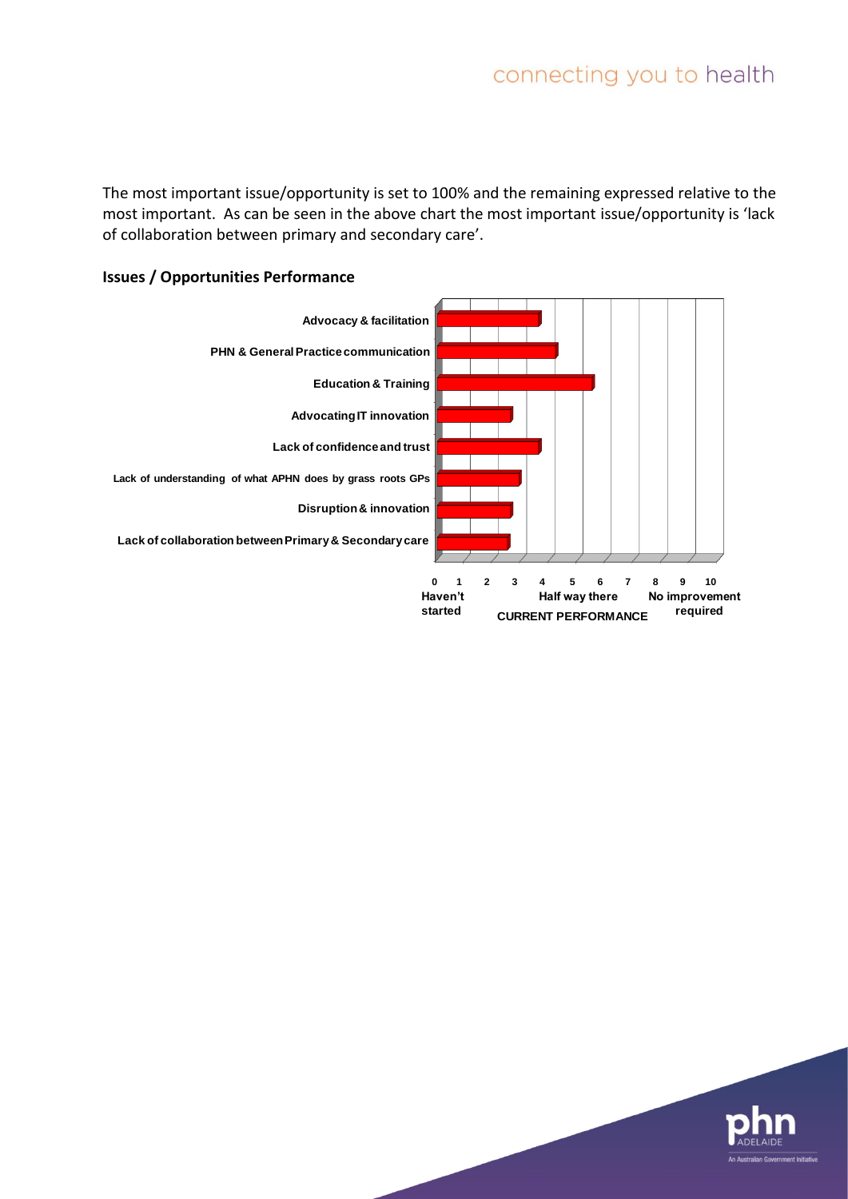The most important issue/opportunity is set to 100% and the remaining expressed relative to the most important. As can be seen in the above chart the most important issue/opportunity is 'lack of collaboration between primary and secondary care'.

### Issues / Opportunities Performance

Advocacy & facilitation

PHN & General Practice communication

Education & Training

Advocating IT innovation

Lack of confidence and trust

Lack of understanding of what APHN does by grass roots GPs

Disruption & innovation

Lack of collaboration between Primary & Secondary care

0 1 2 3 4 5 6 7 8 9 10

Haven't started

Half way there

No improvement required

CURRENT PERFORMANCE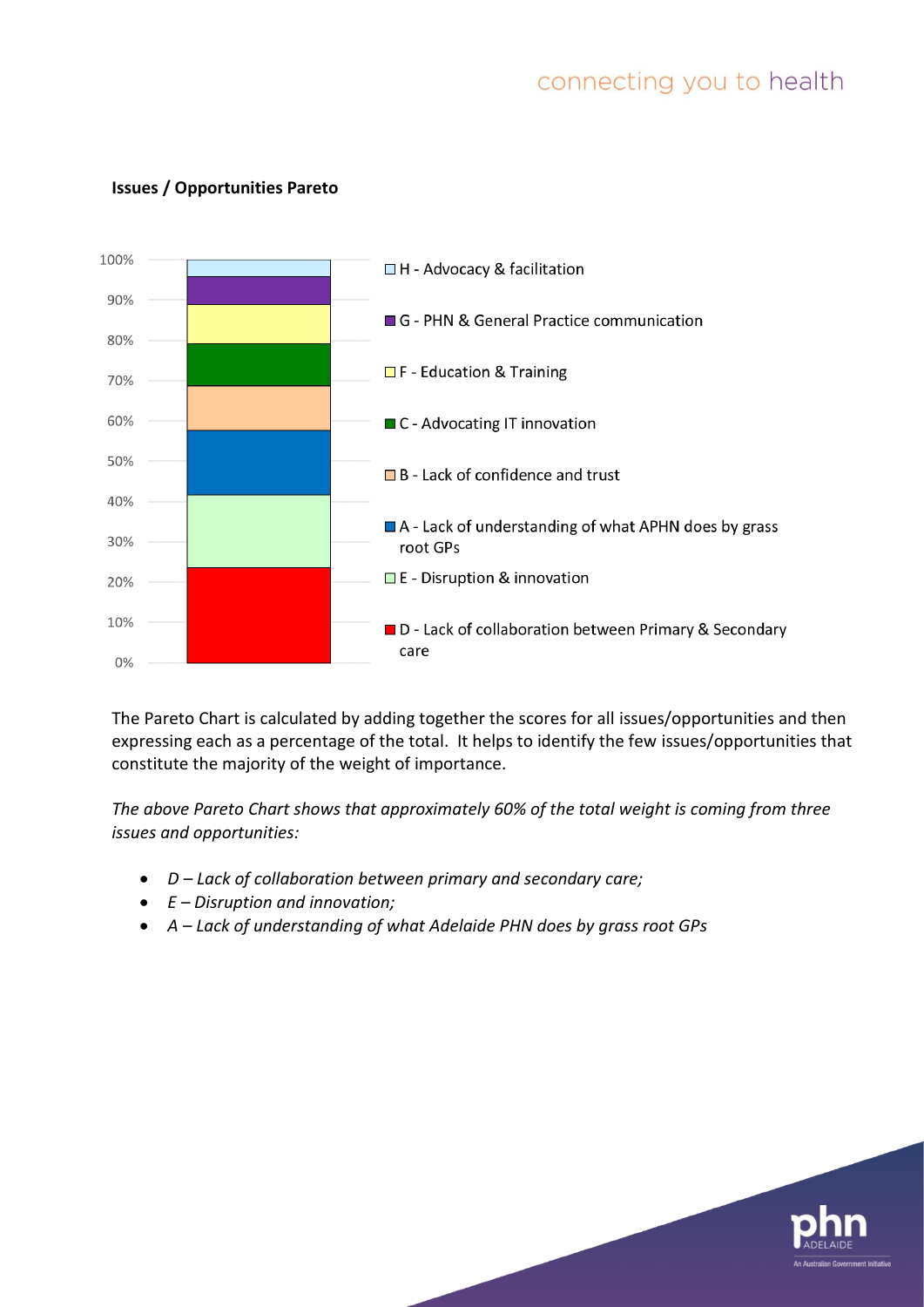**Issues / Opportunities Pareto**

100%
90%
80%
70%
60%
50%
40%
30%
20%
10%
0%

H - Advocacy & facilitation
G - PHN & General Practice communication
F - Education & Training
C - Advocating IT innovation
B - Lack of confidence and trust
A - Lack of understanding of what APHN does by grass root GPs
E - Disruption & innovation
D - Lack of collaboration between Primary & Secondary care

The Pareto Chart is calculated by adding together the scores for all issues/opportunities and then expressing each as a percentage of the total. It helps to identify the few issues/opportunities that constitute the majority of the weight of importance.

*The above Pareto Chart shows that approximately 60% of the total weight is coming from three issues and opportunities:*

- *D – Lack of collaboration between primary and secondary care;*
- *E – Disruption and innovation;*
- *A – Lack of understanding of what Adelaide PHN does by grass root GPs*